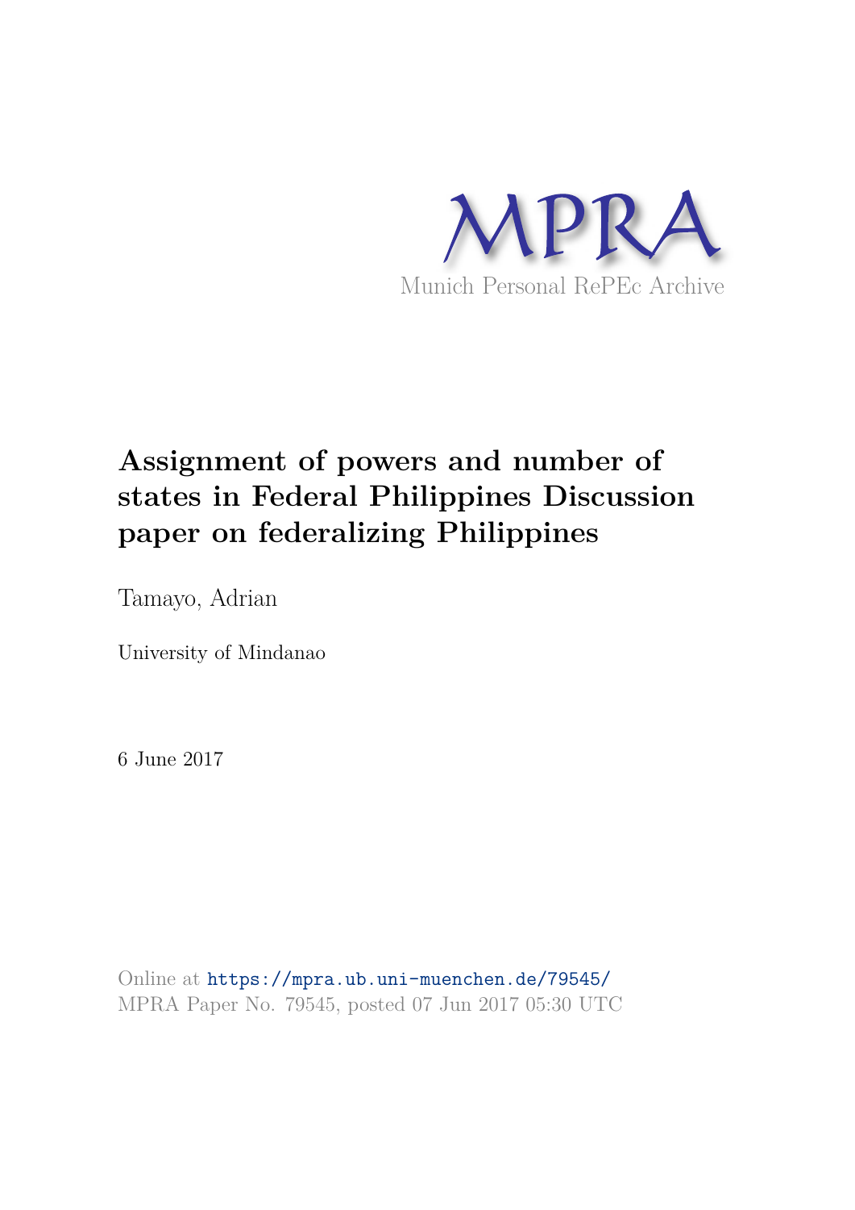MPRA

Munich Personal RePEc Archive

# Assignment of powers and number of states in Federal Philippines Discussion paper on federalizing Philippines

Tamayo, Adrian

University of Mindanao

6 June 2017

Online at https://mpra.ub.uni-muenchen.de/79545/

MPRA Paper No. 79545, posted 07 Jun 2017 05:30 UTC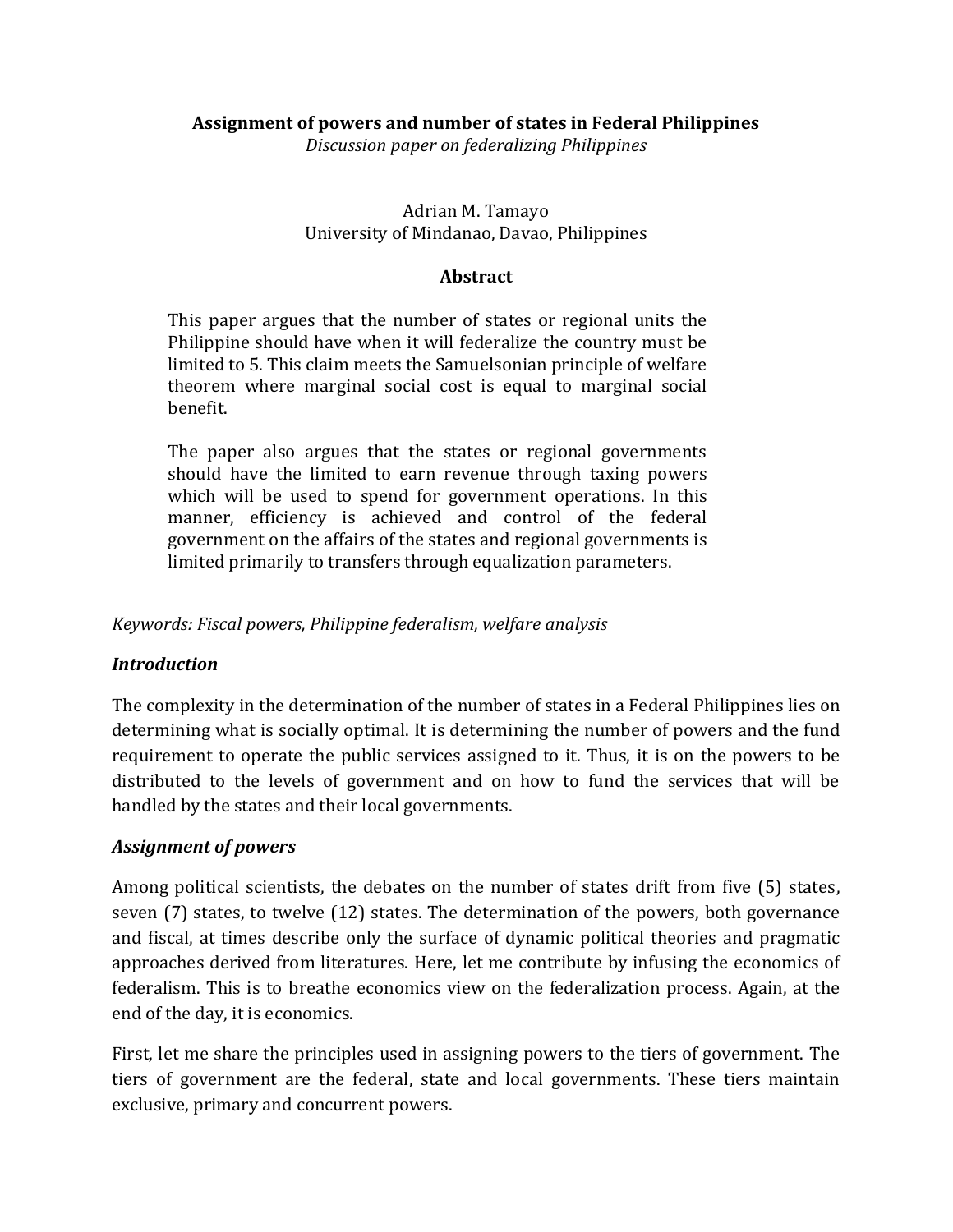**Assignment of powers and number of states in Federal Philippines**

*Discussion paper on federalizing Philippines*

Adrian M. Tamayo
University of Mindanao, Davao, Philippines

**Abstract**

> This paper argues that the number of states or regional units the Philippine should have when it will federalize the country must be limited to 5. This claim meets the Samuelsonian principle of welfare theorem where marginal social cost is equal to marginal social benefit.
>
> The paper also argues that the states or regional governments should have the limited to earn revenue through taxing powers which will be used to spend for government operations. In this manner, efficiency is achieved and control of the federal government on the affairs of the states and regional governments is limited primarily to transfers through equalization parameters.

*Keywords: Fiscal powers, Philippine federalism, welfare analysis*

### *Introduction*

The complexity in the determination of the number of states in a Federal Philippines lies on determining what is socially optimal. It is determining the number of powers and the fund requirement to operate the public services assigned to it. Thus, it is on the powers to be distributed to the levels of government and on how to fund the services that will be handled by the states and their local governments.

### *Assignment of powers*

Among political scientists, the debates on the number of states drift from five (5) states, seven (7) states, to twelve (12) states. The determination of the powers, both governance and fiscal, at times describe only the surface of dynamic political theories and pragmatic approaches derived from literatures. Here, let me contribute by infusing the economics of federalism. This is to breathe economics view on the federalization process. Again, at the end of the day, it is economics.

First, let me share the principles used in assigning powers to the tiers of government. The tiers of government are the federal, state and local governments. These tiers maintain exclusive, primary and concurrent powers.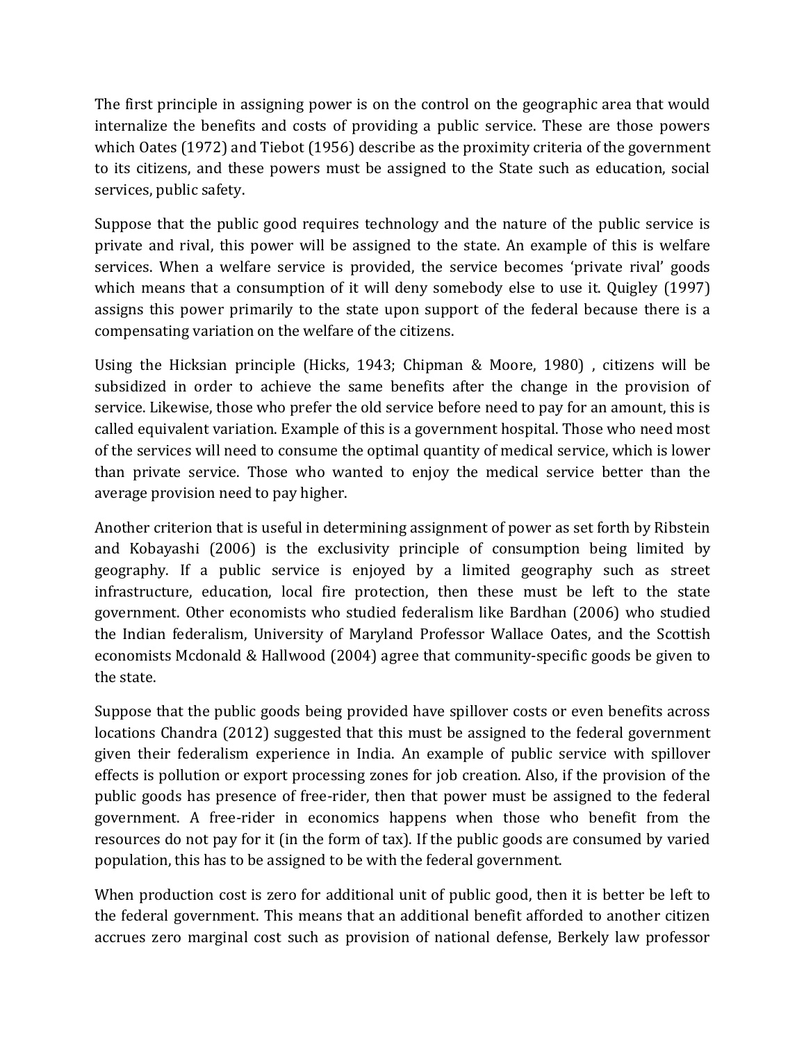The first principle in assigning power is on the control on the geographic area that would internalize the benefits and costs of providing a public service. These are those powers which Oates (1972) and Tiebot (1956) describe as the proximity criteria of the government to its citizens, and these powers must be assigned to the State such as education, social services, public safety.

Suppose that the public good requires technology and the nature of the public service is private and rival, this power will be assigned to the state. An example of this is welfare services. When a welfare service is provided, the service becomes 'private rival' goods which means that a consumption of it will deny somebody else to use it. Quigley (1997) assigns this power primarily to the state upon support of the federal because there is a compensating variation on the welfare of the citizens.

Using the Hicksian principle (Hicks, 1943; Chipman & Moore, 1980) , citizens will be subsidized in order to achieve the same benefits after the change in the provision of service. Likewise, those who prefer the old service before need to pay for an amount, this is called equivalent variation. Example of this is a government hospital. Those who need most of the services will need to consume the optimal quantity of medical service, which is lower than private service. Those who wanted to enjoy the medical service better than the average provision need to pay higher.

Another criterion that is useful in determining assignment of power as set forth by Ribstein and Kobayashi (2006) is the exclusivity principle of consumption being limited by geography. If a public service is enjoyed by a limited geography such as street infrastructure, education, local fire protection, then these must be left to the state government. Other economists who studied federalism like Bardhan (2006) who studied the Indian federalism, University of Maryland Professor Wallace Oates, and the Scottish economists Mcdonald & Hallwood (2004) agree that community-specific goods be given to the state.

Suppose that the public goods being provided have spillover costs or even benefits across locations Chandra (2012) suggested that this must be assigned to the federal government given their federalism experience in India. An example of public service with spillover effects is pollution or export processing zones for job creation. Also, if the provision of the public goods has presence of free-rider, then that power must be assigned to the federal government. A free-rider in economics happens when those who benefit from the resources do not pay for it (in the form of tax). If the public goods are consumed by varied population, this has to be assigned to be with the federal government.

When production cost is zero for additional unit of public good, then it is better be left to the federal government. This means that an additional benefit afforded to another citizen accrues zero marginal cost such as provision of national defense, Berkely law professor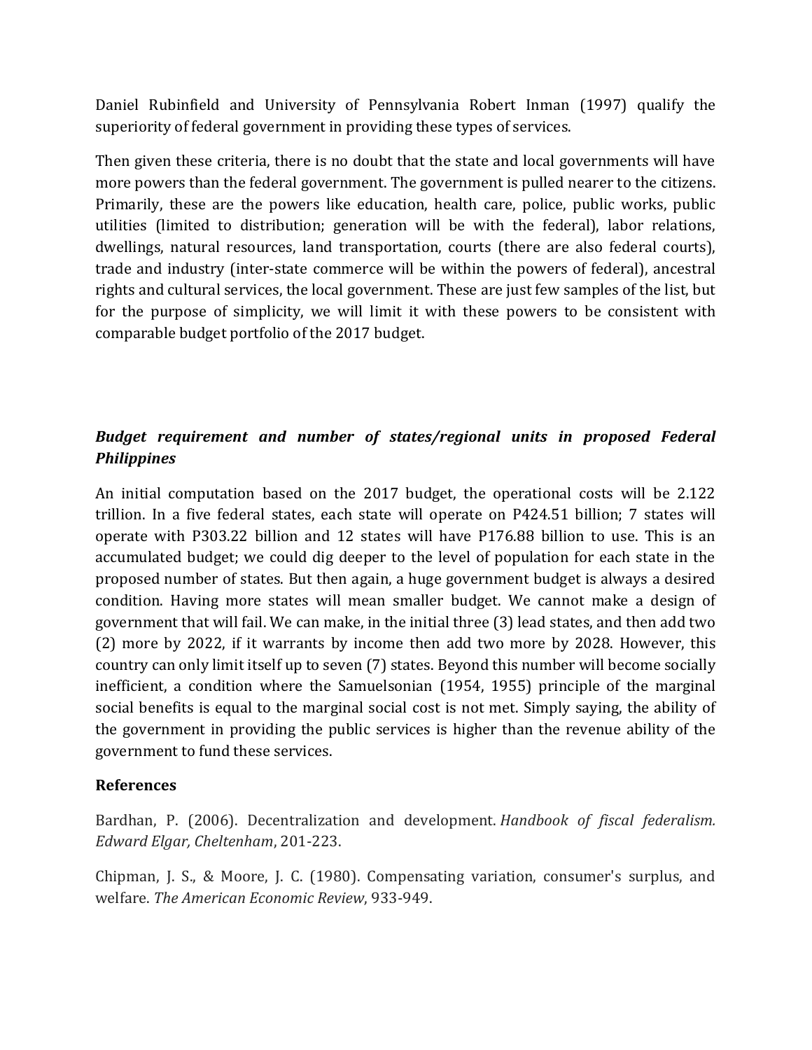Daniel Rubinfield and University of Pennsylvania Robert Inman (1997) qualify the superiority of federal government in providing these types of services.

Then given these criteria, there is no doubt that the state and local governments will have more powers than the federal government. The government is pulled nearer to the citizens. Primarily, these are the powers like education, health care, police, public works, public utilities (limited to distribution; generation will be with the federal), labor relations, dwellings, natural resources, land transportation, courts (there are also federal courts), trade and industry (inter-state commerce will be within the powers of federal), ancestral rights and cultural services, the local government. These are just few samples of the list, but for the purpose of simplicity, we will limit it with these powers to be consistent with comparable budget portfolio of the 2017 budget.

### *Budget requirement and number of states/regional units in proposed Federal Philippines*

An initial computation based on the 2017 budget, the operational costs will be 2.122 trillion. In a five federal states, each state will operate on P424.51 billion; 7 states will operate with P303.22 billion and 12 states will have P176.88 billion to use. This is an accumulated budget; we could dig deeper to the level of population for each state in the proposed number of states. But then again, a huge government budget is always a desired condition. Having more states will mean smaller budget. We cannot make a design of government that will fail. We can make, in the initial three (3) lead states, and then add two (2) more by 2022, if it warrants by income then add two more by 2028. However, this country can only limit itself up to seven (7) states. Beyond this number will become socially inefficient, a condition where the Samuelsonian (1954, 1955) principle of the marginal social benefits is equal to the marginal social cost is not met. Simply saying, the ability of the government in providing the public services is higher than the revenue ability of the government to fund these services.

### References

Bardhan, P. (2006). Decentralization and development. *Handbook of fiscal federalism. Edward Elgar, Cheltenham*, 201-223.

Chipman, J. S., & Moore, J. C. (1980). Compensating variation, consumer's surplus, and welfare. *The American Economic Review*, 933-949.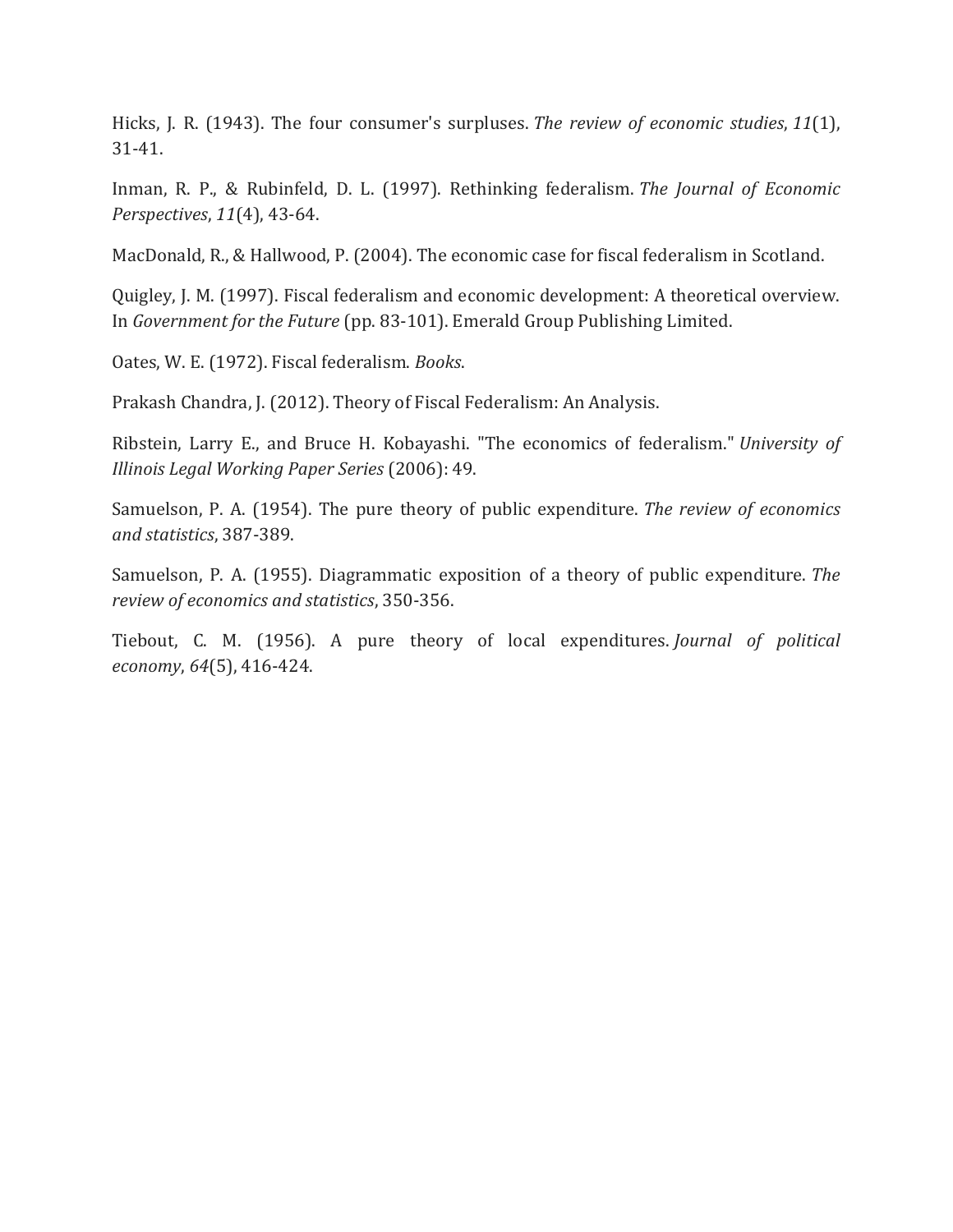Hicks, J. R. (1943). The four consumer's surpluses. *The review of economic studies*, *11*(1), 31-41.

Inman, R. P., & Rubinfeld, D. L. (1997). Rethinking federalism. *The Journal of Economic Perspectives*, *11*(4), 43-64.

MacDonald, R., & Hallwood, P. (2004). The economic case for fiscal federalism in Scotland.

Quigley, J. M. (1997). Fiscal federalism and economic development: A theoretical overview. In *Government for the Future* (pp. 83-101). Emerald Group Publishing Limited.

Oates, W. E. (1972). Fiscal federalism. *Books*.

Prakash Chandra, J. (2012). Theory of Fiscal Federalism: An Analysis.

Ribstein, Larry E., and Bruce H. Kobayashi. "The economics of federalism." *University of Illinois Legal Working Paper Series* (2006): 49.

Samuelson, P. A. (1954). The pure theory of public expenditure. *The review of economics and statistics*, 387-389.

Samuelson, P. A. (1955). Diagrammatic exposition of a theory of public expenditure. *The review of economics and statistics*, 350-356.

Tiebout, C. M. (1956). A pure theory of local expenditures. *Journal of political economy*, *64*(5), 416-424.